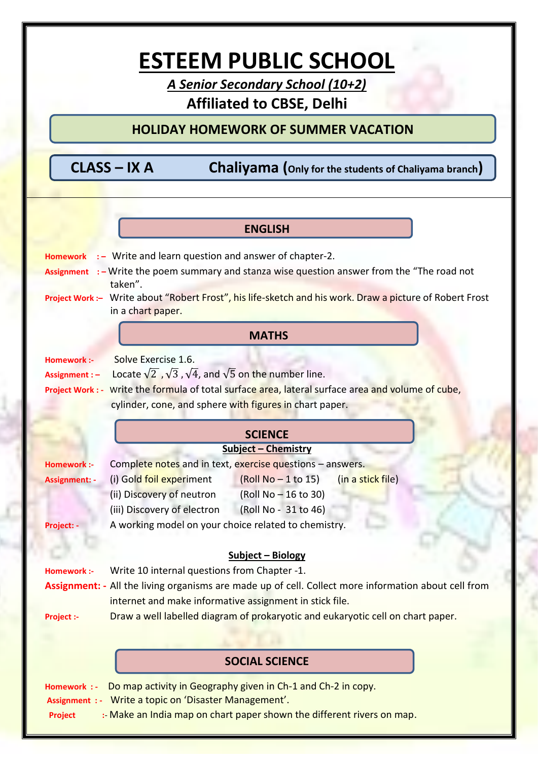# ESTEEM PUBLIC SCHOOL

***A Senior Secondary School (10+2)***

**Affiliated to CBSE, Delhi**

## HOLIDAY HOMEWORK OF SUMMER VACATION

**CLASS – IX A** **Chaliyama (Only for the students of Chaliyama branch)**

### ENGLISH

**Homework :–** Write and learn question and answer of chapter-2.

**Assignment :–** Write the poem summary and stanza wise question answer from the "The road not taken".

**Project Work :–** Write about "Robert Frost", his life-sketch and his work. Draw a picture of Robert Frost in a chart paper.

### MATHS

**Homework :-** Solve Exercise 1.6.

**Assignment :–** Locate $\sqrt{2}$ , $\sqrt{3}$ , $\sqrt{4}$, and $\sqrt{5}$ on the number line.

**Project Work : -** write the formula of total surface area, lateral surface area and volume of cube, cylinder, cone, and sphere with figures in chart paper.

### SCIENCE

**Subject – Chemistry**

**Homework :-** Complete notes and in text, exercise questions – answers.

**Assignment: -**

| | | |
|---|---|---|
| (i) Gold foil experiment | (Roll No – 1 to 15) | (in a stick file) |
| (ii) Discovery of neutron | (Roll No – 16 to 30) | |
| (iii) Discovery of electron | (Roll No - 31 to 46) | |

**Project: -** A working model on your choice related to chemistry.

**Subject – Biology**

**Homework :-** Write 10 internal questions from Chapter -1.

**Assignment: -** All the living organisms are made up of cell. Collect more information about cell from internet and make informative assignment in stick file.

**Project :-** Draw a well labelled diagram of prokaryotic and eukaryotic cell on chart paper.

### SOCIAL SCIENCE

**Homework : -** Do map activity in Geography given in Ch-1 and Ch-2 in copy.

**Assignment : -** Write a topic on 'Disaster Management'.

**Project :-** Make an India map on chart paper shown the different rivers on map.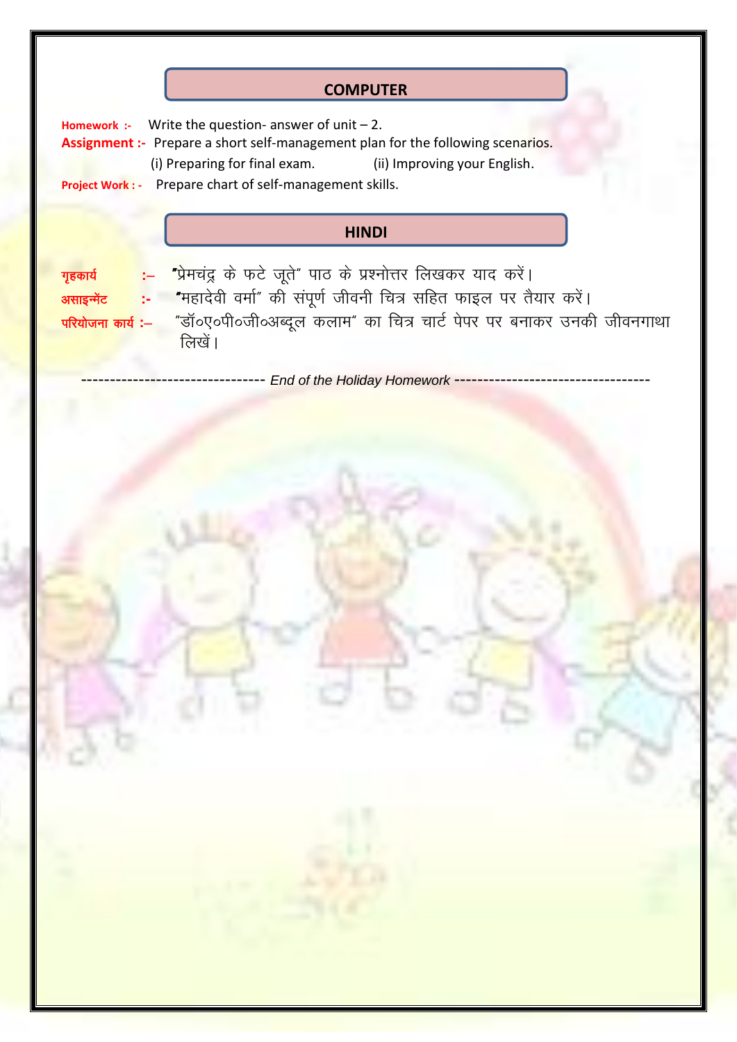## COMPUTER

**Homework :-** Write the question- answer of unit – 2.

**Assignment :-** Prepare a short self-management plan for the following scenarios.

(i) Preparing for final exam. (ii) Improving your English.

**Project Work : -** Prepare chart of self-management skills.

## HINDI

**गृहकार्य :–** "प्रेमचंद्र के फटे जूते" पाठ के प्रश्नोत्तर लिखकर याद करें।

**असाइन्मेंट :-** "महादेवी वर्मा" की संपूर्ण जीवनी चित्र सहित फाइल पर तैयार करें।

**परियोजना कार्य :–** "डॉ०ए०पी०जी०अब्दूल कलाम" का चित्र चार्ट पेपर पर बनाकर उनकी जीवनगाथा लिखें।

------------------------------- *End of the Holiday Homework* ---------------------------------